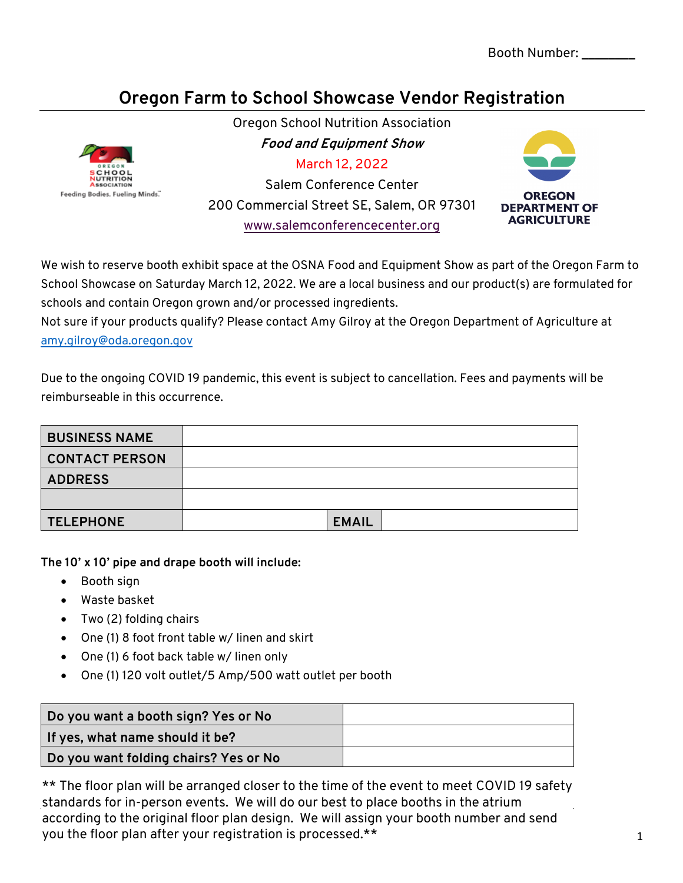Booth Number: ________

# Oregon Farm to School Showcase Vendor Registration

Oregon School Nutrition Association

***Food and Equipment Show***

March 12, 2022

Salem Conference Center

200 Commercial Street SE, Salem, OR 97301

www.salemconferencecenter.org

OREGON SCHOOL NUTRITION ASSOCIATION
Feeding Bodies. Fueling Minds.

OREGON DEPARTMENT OF AGRICULTURE

We wish to reserve booth exhibit space at the OSNA Food and Equipment Show as part of the Oregon Farm to School Showcase on Saturday March 12, 2022. We are a local business and our product(s) are formulated for schools and contain Oregon grown and/or processed ingredients.
Not sure if your products qualify? Please contact Amy Gilroy at the Oregon Department of Agriculture at amy.gilroy@oda.oregon.gov

Due to the ongoing COVID 19 pandemic, this event is subject to cancellation. Fees and payments will be reimburseable in this occurrence.

| **BUSINESS NAME** | | | |
|---|---|---|---|
| **CONTACT PERSON** | | | |
| **ADDRESS** | | | |
| | | | |
| **TELEPHONE** | | **EMAIL** | |

**The 10' x 10' pipe and drape booth will include:**

- Booth sign
- Waste basket
- Two (2) folding chairs
- One (1) 8 foot front table w/ linen and skirt
- One (1) 6 foot back table w/ linen only
- One (1) 120 volt outlet/5 Amp/500 watt outlet per booth

| **Do you want a booth sign? Yes or No** | |
|---|---|
| **If yes, what name should it be?** | |
| **Do you want folding chairs? Yes or No** | |

** The floor plan will be arranged closer to the time of the event to meet COVID 19 safety standards for in-person events. We will do our best to place booths in the atrium according to the original floor plan design. We will assign your booth number and send you the floor plan after your registration is processed.**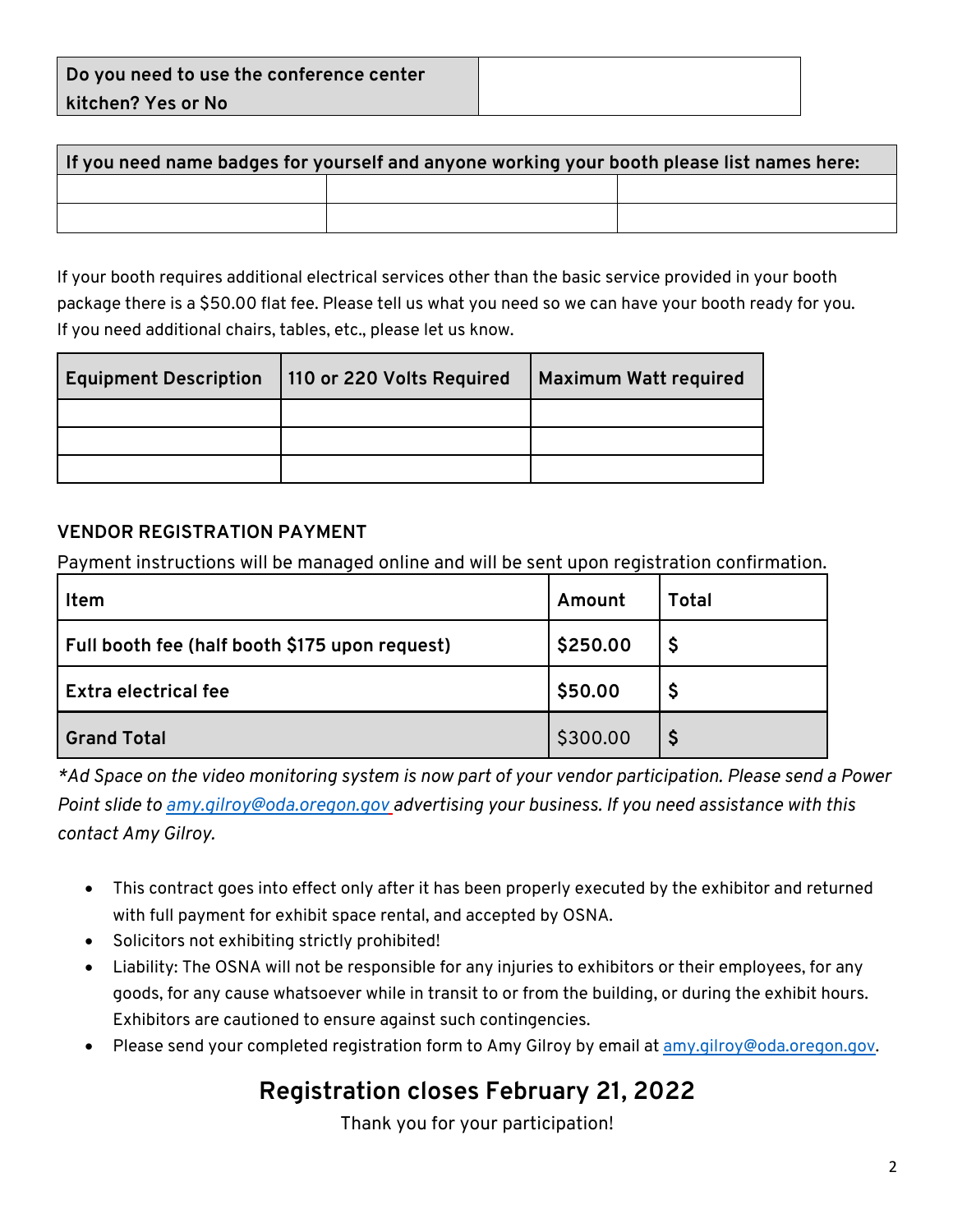| Do you need to use the conference center kitchen? Yes or No | |
|---|---|

| If you need name badges for yourself and anyone working your booth please list names here: | | |
|---|---|---|
| | | |
| | | |

If your booth requires additional electrical services other than the basic service provided in your booth package there is a $50.00 flat fee. Please tell us what you need so we can have your booth ready for you. If you need additional chairs, tables, etc., please let us know.

| Equipment Description | 110 or 220 Volts Required | Maximum Watt required |
|---|---|---|
| | | |
| | | |
| | | |

**VENDOR REGISTRATION PAYMENT**

Payment instructions will be managed online and will be sent upon registration confirmation.

| Item | Amount | Total |
|---|---|---|
| **Full booth fee (half booth $175 upon request)** | **$250.00** | **$** |
| **Extra electrical fee** | **$50.00** | **$** |
| **Grand Total** | $300.00 | **$** |

*\*Ad Space on the video monitoring system is now part of your vendor participation. Please send a Power Point slide to amy.gilroy@oda.oregon.gov advertising your business. If you need assistance with this contact Amy Gilroy.*

- This contract goes into effect only after it has been properly executed by the exhibitor and returned with full payment for exhibit space rental, and accepted by OSNA.
- Solicitors not exhibiting strictly prohibited!
- Liability: The OSNA will not be responsible for any injuries to exhibitors or their employees, for any goods, for any cause whatsoever while in transit to or from the building, or during the exhibit hours. Exhibitors are cautioned to ensure against such contingencies.
- Please send your completed registration form to Amy Gilroy by email at amy.gilroy@oda.oregon.gov.

## Registration closes February 21, 2022

Thank you for your participation!